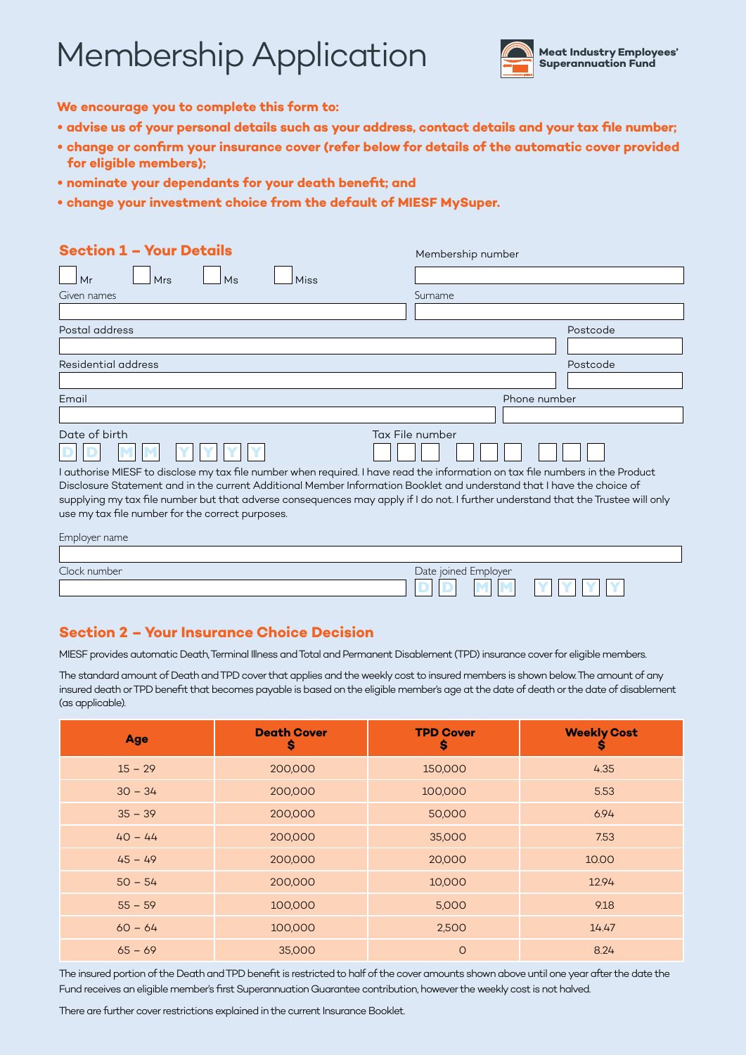# Membership Application

**Meat Industry Employees' Superannuation Fund**

**We encourage you to complete this form to:**

- **advise us of your personal details such as your address, contact details and your tax file number;**
- **change or confirm your insurance cover (refer below for details of the automatic cover provided for eligible members);**
- **nominate your dependants for your death benefit; and**
- **change your investment choice from the default of MIESF MySuper.**

## Section 1 – Your Details

Membership number

☐ Mr ☐ Mrs ☐ Ms ☐ Miss

Given names

Surname

Postal address

Postcode

Residential address

Postcode

Email

Phone number

Date of birth D D M M Y Y Y Y

Tax File number

I authorise MIESF to disclose my tax file number when required. I have read the information on tax file numbers in the Product Disclosure Statement and in the current Additional Member Information Booklet and understand that I have the choice of supplying my tax file number but that adverse consequences may apply if I do not. I further understand that the Trustee will only use my tax file number for the correct purposes.

Employer name

Clock number

Date joined Employer D D M M Y Y Y Y

## Section 2 – Your Insurance Choice Decision

MIESF provides automatic Death, Terminal Illness and Total and Permanent Disablement (TPD) insurance cover for eligible members.

The standard amount of Death and TPD cover that applies and the weekly cost to insured members is shown below. The amount of any insured death or TPD benefit that becomes payable is based on the eligible member's age at the date of death or the date of disablement (as applicable).

| Age | Death Cover $ | TPD Cover $ | Weekly Cost $ |
|---|---|---|---|
| 15 – 29 | 200,000 | 150,000 | 4.35 |
| 30 – 34 | 200,000 | 100,000 | 5.53 |
| 35 – 39 | 200,000 | 50,000 | 6.94 |
| 40 – 44 | 200,000 | 35,000 | 7.53 |
| 45 – 49 | 200,000 | 20,000 | 10.00 |
| 50 – 54 | 200,000 | 10,000 | 12.94 |
| 55 – 59 | 100,000 | 5,000 | 9.18 |
| 60 – 64 | 100,000 | 2,500 | 14.47 |
| 65 – 69 | 35,000 | 0 | 8.24 |

The insured portion of the Death and TPD benefit is restricted to half of the cover amounts shown above until one year after the date the Fund receives an eligible member's first Superannuation Guarantee contribution, however the weekly cost is not halved.

There are further cover restrictions explained in the current Insurance Booklet.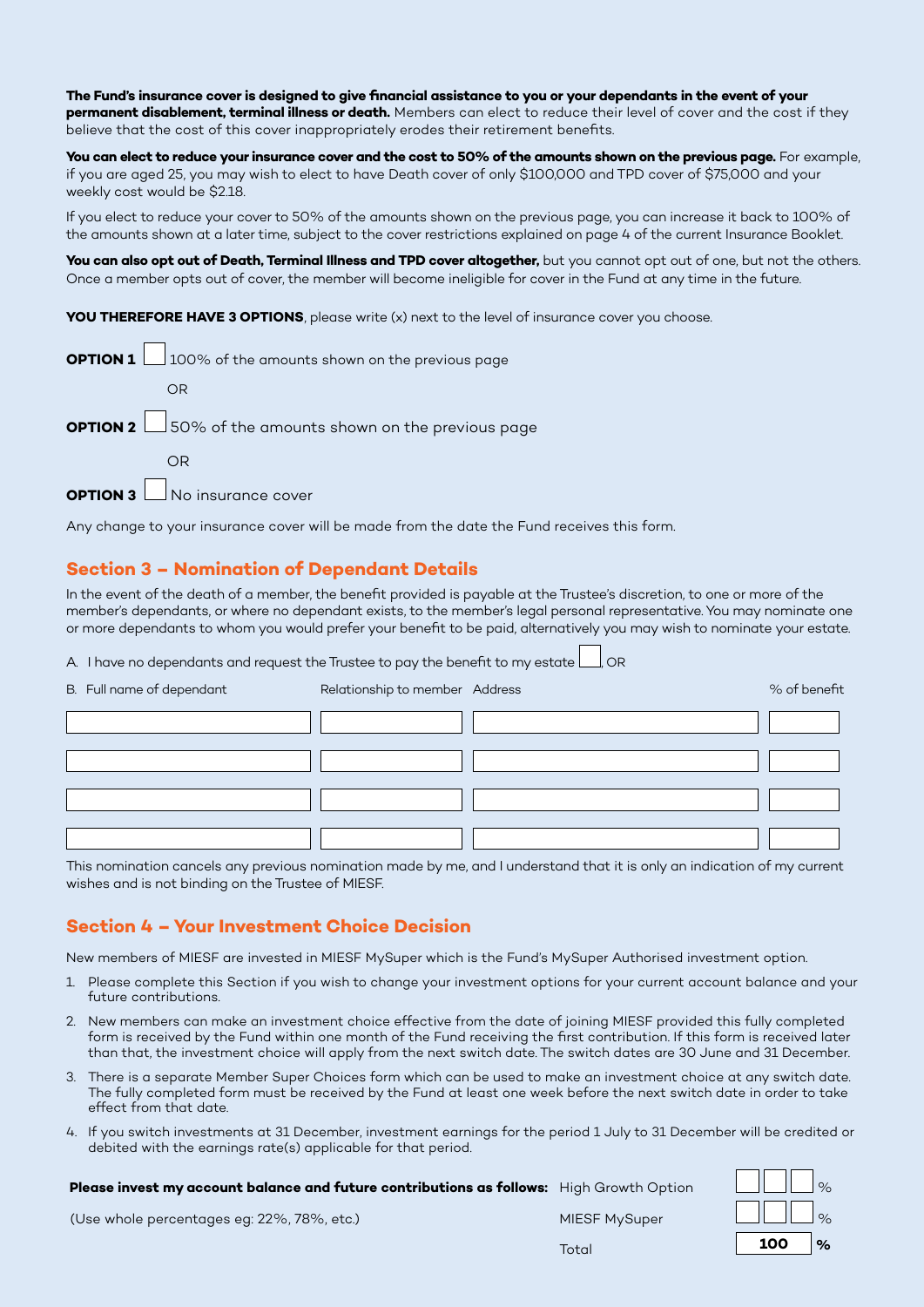**The Fund's insurance cover is designed to give financial assistance to you or your dependants in the event of your permanent disablement, terminal illness or death.** Members can elect to reduce their level of cover and the cost if they believe that the cost of this cover inappropriately erodes their retirement benefits.

**You can elect to reduce your insurance cover and the cost to 50% of the amounts shown on the previous page.** For example, if you are aged 25, you may wish to elect to have Death cover of only $100,000 and TPD cover of $75,000 and your weekly cost would be $2.18.

If you elect to reduce your cover to 50% of the amounts shown on the previous page, you can increase it back to 100% of the amounts shown at a later time, subject to the cover restrictions explained on page 4 of the current Insurance Booklet.

**You can also opt out of Death, Terminal Illness and TPD cover altogether,** but you cannot opt out of one, but not the others. Once a member opts out of cover, the member will become ineligible for cover in the Fund at any time in the future.

**YOU THEREFORE HAVE 3 OPTIONS**, please write (x) next to the level of insurance cover you choose.

**OPTION 1** ☐ 100% of the amounts shown on the previous page

OR

**OPTION 2** ☐ 50% of the amounts shown on the previous page

OR

**OPTION 3** ☐ No insurance cover

Any change to your insurance cover will be made from the date the Fund receives this form.

## Section 3 – Nomination of Dependant Details

In the event of the death of a member, the benefit provided is payable at the Trustee's discretion, to one or more of the member's dependants, or where no dependant exists, to the member's legal personal representative. You may nominate one or more dependants to whom you would prefer your benefit to be paid, alternatively you may wish to nominate your estate.

A. I have no dependants and request the Trustee to pay the benefit to my estate ☐, OR

| B. Full name of dependant | Relationship to member | Address | % of benefit |
|---|---|---|---|
| | | | |
| | | | |
| | | | |
| | | | |

This nomination cancels any previous nomination made by me, and I understand that it is only an indication of my current wishes and is not binding on the Trustee of MIESF.

## Section 4 – Your Investment Choice Decision

New members of MIESF are invested in MIESF MySuper which is the Fund's MySuper Authorised investment option.

1. Please complete this Section if you wish to change your investment options for your current account balance and your future contributions.
2. New members can make an investment choice effective from the date of joining MIESF provided this fully completed form is received by the Fund within one month of the Fund receiving the first contribution. If this form is received later than that, the investment choice will apply from the next switch date. The switch dates are 30 June and 31 December.
3. There is a separate Member Super Choices form which can be used to make an investment choice at any switch date. The fully completed form must be received by the Fund at least one week before the next switch date in order to take effect from that date.
4. If you switch investments at 31 December, investment earnings for the period 1 July to 31 December will be credited or debited with the earnings rate(s) applicable for that period.

**Please invest my account balance and future contributions as follows:**

(Use whole percentages eg: 22%, 78%, etc.)

| Option | % |
|---|---|
| High Growth Option | ☐☐☐ % |
| MIESF MySuper | ☐☐☐ % |
| Total | **100 %** |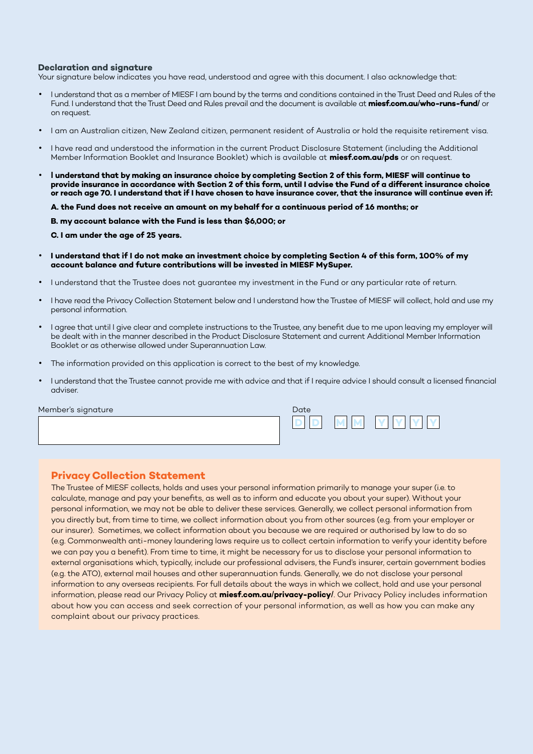### Declaration and signature

Your signature below indicates you have read, understood and agree with this document. I also acknowledge that:

- I understand that as a member of MIESF I am bound by the terms and conditions contained in the Trust Deed and Rules of the Fund. I understand that the Trust Deed and Rules prevail and the document is available at **miesf.com.au/who-runs-fund/** or on request.
- I am an Australian citizen, New Zealand citizen, permanent resident of Australia or hold the requisite retirement visa.
- I have read and understood the information in the current Product Disclosure Statement (including the Additional Member Information Booklet and Insurance Booklet) which is available at **miesf.com.au/pds** or on request.
- **I understand that by making an insurance choice by completing Section 2 of this form, MIESF will continue to provide insurance in accordance with Section 2 of this form, until I advise the Fund of a different insurance choice or reach age 70. I understand that if I have chosen to have insurance cover, that the insurance will continue even if:**

  **A. the Fund does not receive an amount on my behalf for a continuous period of 16 months; or**

  **B. my account balance with the Fund is less than $6,000; or**

  **C. I am under the age of 25 years.**
- **I understand that if I do not make an investment choice by completing Section 4 of this form, 100% of my account balance and future contributions will be invested in MIESF MySuper.**
- I understand that the Trustee does not guarantee my investment in the Fund or any particular rate of return.
- I have read the Privacy Collection Statement below and I understand how the Trustee of MIESF will collect, hold and use my personal information.
- I agree that until I give clear and complete instructions to the Trustee, any benefit due to me upon leaving my employer will be dealt with in the manner described in the Product Disclosure Statement and current Additional Member Information Booklet or as otherwise allowed under Superannuation Law.
- The information provided on this application is correct to the best of my knowledge.
- I understand that the Trustee cannot provide me with advice and that if I require advice I should consult a licensed financial adviser.

Member's signature

Date D D / M M / Y Y Y Y

## Privacy Collection Statement

The Trustee of MIESF collects, holds and uses your personal information primarily to manage your super (i.e. to calculate, manage and pay your benefits, as well as to inform and educate you about your super). Without your personal information, we may not be able to deliver these services. Generally, we collect personal information from you directly but, from time to time, we collect information about you from other sources (e.g. from your employer or our insurer). Sometimes, we collect information about you because we are required or authorised by law to do so (e.g. Commonwealth anti-money laundering laws require us to collect certain information to verify your identity before we can pay you a benefit). From time to time, it might be necessary for us to disclose your personal information to external organisations which, typically, include our professional advisers, the Fund's insurer, certain government bodies (e.g. the ATO), external mail houses and other superannuation funds. Generally, we do not disclose your personal information to any overseas recipients. For full details about the ways in which we collect, hold and use your personal information, please read our Privacy Policy at **miesf.com.au/privacy-policy/**. Our Privacy Policy includes information about how you can access and seek correction of your personal information, as well as how you can make any complaint about our privacy practices.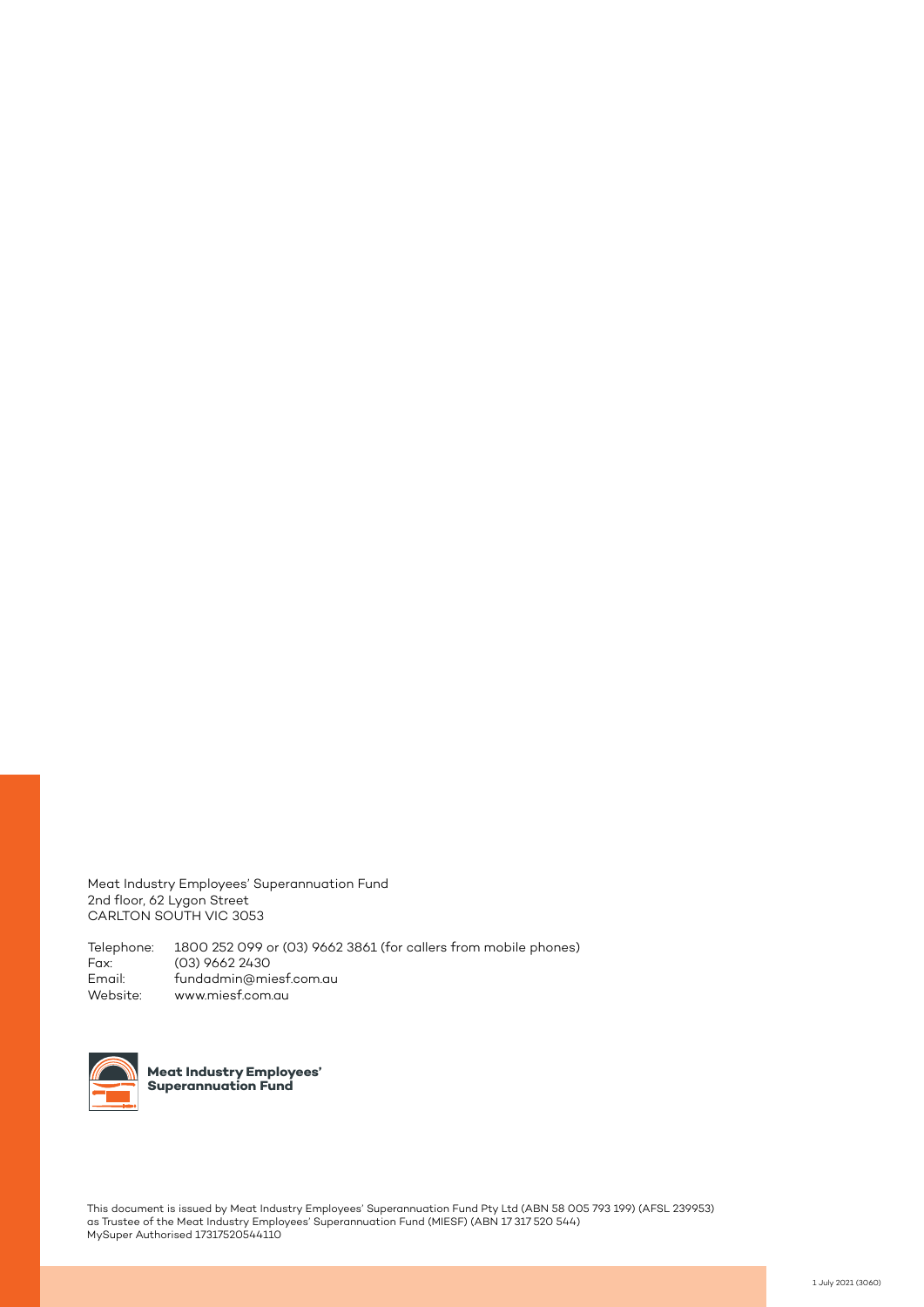Meat Industry Employees' Superannuation Fund
2nd floor, 62 Lygon Street
CARLTON SOUTH VIC 3053

Telephone: 1800 252 099 or (03) 9662 3861 (for callers from mobile phones)
Fax: (03) 9662 2430
Email: fundadmin@miesf.com.au
Website: www.miesf.com.au

**Meat Industry Employees' Superannuation Fund**

This document is issued by Meat Industry Employees' Superannuation Fund Pty Ltd (ABN 58 005 793 199) (AFSL 239953) as Trustee of the Meat Industry Employees' Superannuation Fund (MIESF) (ABN 17 317 520 544)
MySuper Authorised 17317520544110

1 July 2021 (3060)